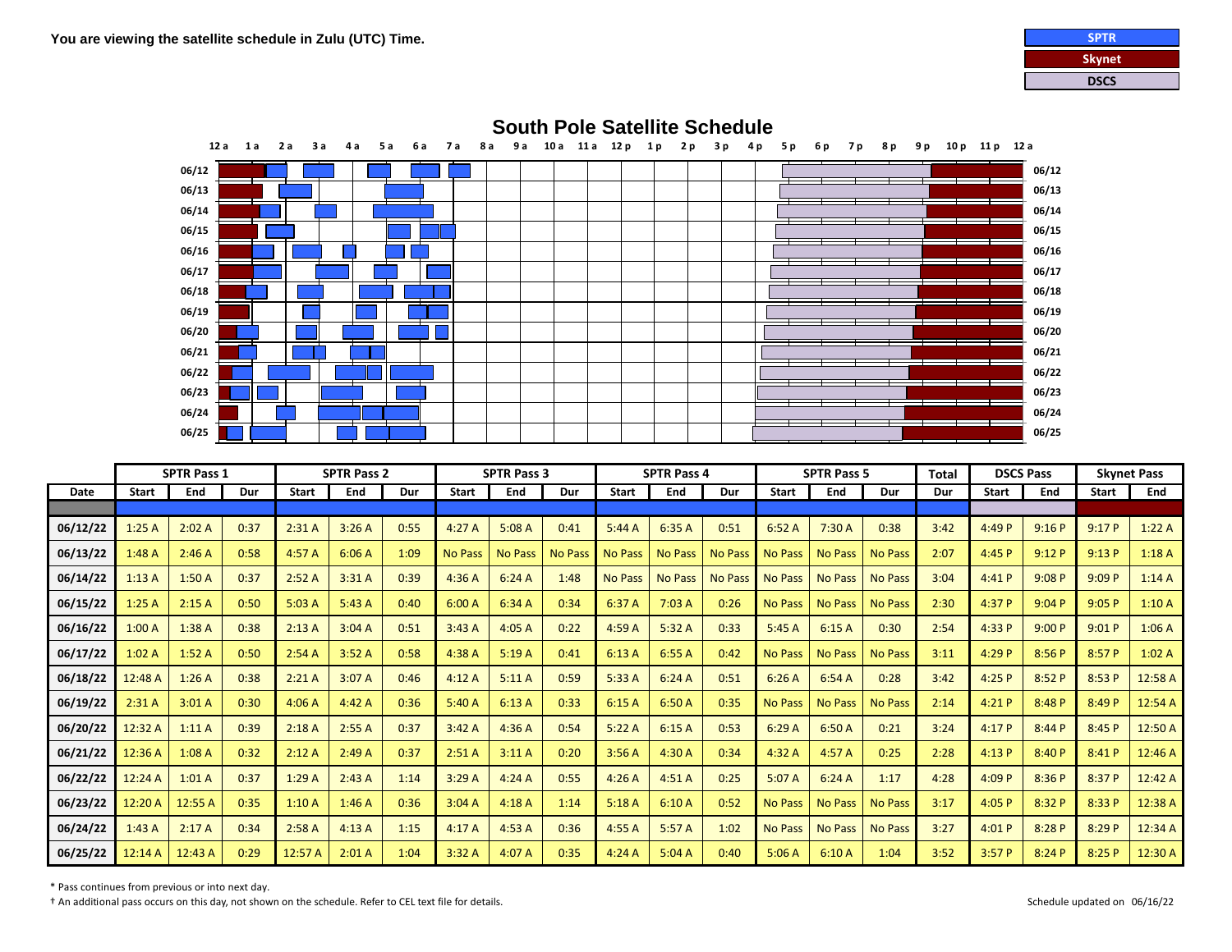**You are viewing the satellite schedule in Zulu (UTC) Time.**

SPTR
Skynet
DSCS

# South Pole Satellite Schedule

| | SPTR Pass 1 | | | SPTR Pass 2 | | | SPTR Pass 3 | | | SPTR Pass 4 | | | SPTR Pass 5 | | | Total | DSCS Pass | | Skynet Pass | |
|---|---|---|---|---|---|---|---|---|---|---|---|---|---|---|---|---|---|---|---|---|
| Date | Start | End | Dur | Start | End | Dur | Start | End | Dur | Start | End | Dur | Start | End | Dur | Dur | Start | End | Start | End |
| 06/12/22 | 1:25 A | 2:02 A | 0:37 | 2:31 A | 3:26 A | 0:55 | 4:27 A | 5:08 A | 0:41 | 5:44 A | 6:35 A | 0:51 | 6:52 A | 7:30 A | 0:38 | 3:42 | 4:49 P | 9:16 P | 9:17 P | 1:22 A |
| 06/13/22 | 1:48 A | 2:46 A | 0:58 | 4:57 A | 6:06 A | 1:09 | No Pass | No Pass | No Pass | No Pass | No Pass | No Pass | No Pass | No Pass | No Pass | 2:07 | 4:45 P | 9:12 P | 9:13 P | 1:18 A |
| 06/14/22 | 1:13 A | 1:50 A | 0:37 | 2:52 A | 3:31 A | 0:39 | 4:36 A | 6:24 A | 1:48 | No Pass | No Pass | No Pass | No Pass | No Pass | No Pass | 3:04 | 4:41 P | 9:08 P | 9:09 P | 1:14 A |
| 06/15/22 | 1:25 A | 2:15 A | 0:50 | 5:03 A | 5:43 A | 0:40 | 6:00 A | 6:34 A | 0:34 | 6:37 A | 7:03 A | 0:26 | No Pass | No Pass | No Pass | 2:30 | 4:37 P | 9:04 P | 9:05 P | 1:10 A |
| 06/16/22 | 1:00 A | 1:38 A | 0:38 | 2:13 A | 3:04 A | 0:51 | 3:43 A | 4:05 A | 0:22 | 4:59 A | 5:32 A | 0:33 | 5:45 A | 6:15 A | 0:30 | 2:54 | 4:33 P | 9:00 P | 9:01 P | 1:06 A |
| 06/17/22 | 1:02 A | 1:52 A | 0:50 | 2:54 A | 3:52 A | 0:58 | 4:38 A | 5:19 A | 0:41 | 6:13 A | 6:55 A | 0:42 | No Pass | No Pass | No Pass | 3:11 | 4:29 P | 8:56 P | 8:57 P | 1:02 A |
| 06/18/22 | 12:48 A | 1:26 A | 0:38 | 2:21 A | 3:07 A | 0:46 | 4:12 A | 5:11 A | 0:59 | 5:33 A | 6:24 A | 0:51 | 6:26 A | 6:54 A | 0:28 | 3:42 | 4:25 P | 8:52 P | 8:53 P | 12:58 A |
| 06/19/22 | 2:31 A | 3:01 A | 0:30 | 4:06 A | 4:42 A | 0:36 | 5:40 A | 6:13 A | 0:33 | 6:15 A | 6:50 A | 0:35 | No Pass | No Pass | No Pass | 2:14 | 4:21 P | 8:48 P | 8:49 P | 12:54 A |
| 06/20/22 | 12:32 A | 1:11 A | 0:39 | 2:18 A | 2:55 A | 0:37 | 3:42 A | 4:36 A | 0:54 | 5:22 A | 6:15 A | 0:53 | 6:29 A | 6:50 A | 0:21 | 3:24 | 4:17 P | 8:44 P | 8:45 P | 12:50 A |
| 06/21/22 | 12:36 A | 1:08 A | 0:32 | 2:12 A | 2:49 A | 0:37 | 2:51 A | 3:11 A | 0:20 | 3:56 A | 4:30 A | 0:34 | 4:32 A | 4:57 A | 0:25 | 2:28 | 4:13 P | 8:40 P | 8:41 P | 12:46 A |
| 06/22/22 | 12:24 A | 1:01 A | 0:37 | 1:29 A | 2:43 A | 1:14 | 3:29 A | 4:24 A | 0:55 | 4:26 A | 4:51 A | 0:25 | 5:07 A | 6:24 A | 1:17 | 4:28 | 4:09 P | 8:36 P | 8:37 P | 12:42 A |
| 06/23/22 | 12:20 A | 12:55 A | 0:35 | 1:10 A | 1:46 A | 0:36 | 3:04 A | 4:18 A | 1:14 | 5:18 A | 6:10 A | 0:52 | No Pass | No Pass | No Pass | 3:17 | 4:05 P | 8:32 P | 8:33 P | 12:38 A |
| 06/24/22 | 1:43 A | 2:17 A | 0:34 | 2:58 A | 4:13 A | 1:15 | 4:17 A | 4:53 A | 0:36 | 4:55 A | 5:57 A | 1:02 | No Pass | No Pass | No Pass | 3:27 | 4:01 P | 8:28 P | 8:29 P | 12:34 A |
| 06/25/22 | 12:14 A | 12:43 A | 0:29 | 12:57 A | 2:01 A | 1:04 | 3:32 A | 4:07 A | 0:35 | 4:24 A | 5:04 A | 0:40 | 5:06 A | 6:10 A | 1:04 | 3:52 | 3:57 P | 8:24 P | 8:25 P | 12:30 A |

* Pass continues from previous or into next day.

† An additional pass occurs on this day, not shown on the schedule. Refer to CEL text file for details.

Schedule updated on 06/16/22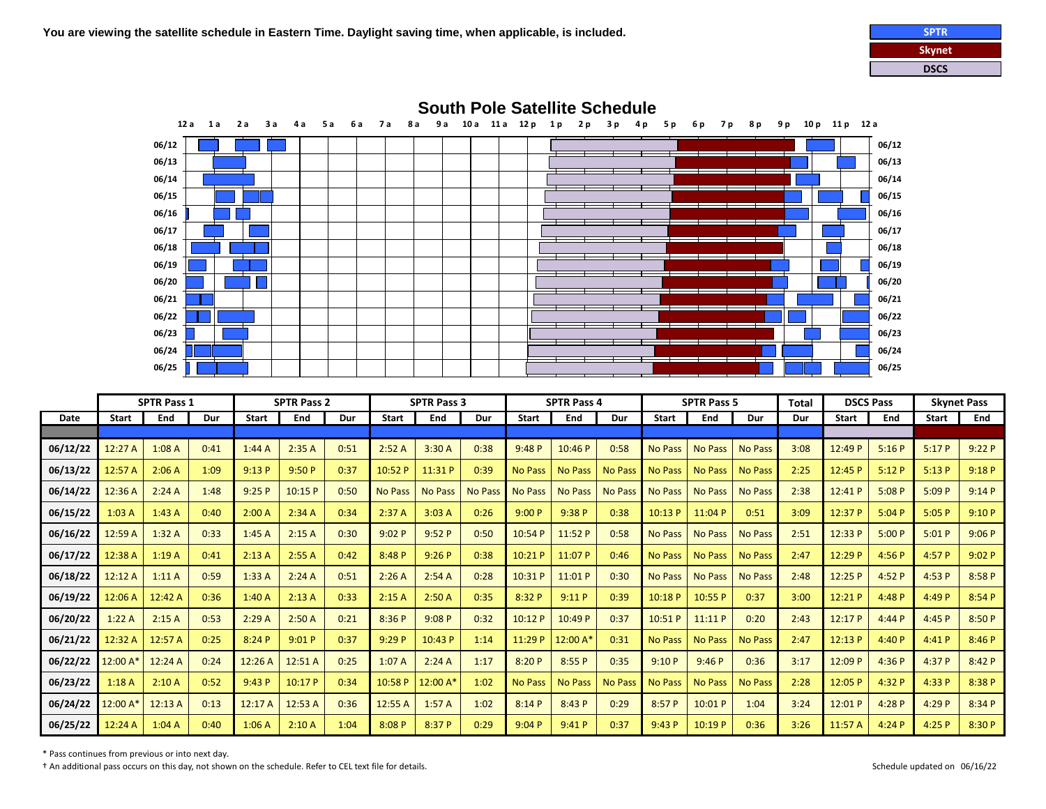**You are viewing the satellite schedule in Eastern Time. Daylight saving time, when applicable, is included.**

| SPTR |
|---|
| Skynet |
| DSCS |

## South Pole Satellite Schedule

| | SPTR Pass 1 | | | SPTR Pass 2 | | | SPTR Pass 3 | | | SPTR Pass 4 | | | SPTR Pass 5 | | | Total | DSCS Pass | | Skynet Pass | |
|---|---|---|---|---|---|---|---|---|---|---|---|---|---|---|---|---|---|---|---|---|
| Date | Start | End | Dur | Start | End | Dur | Start | End | Dur | Start | End | Dur | Start | End | Dur | Dur | Start | End | Start | End |
| 06/12/22 | 12:27 A | 1:08 A | 0:41 | 1:44 A | 2:35 A | 0:51 | 2:52 A | 3:30 A | 0:38 | 9:48 P | 10:46 P | 0:58 | No Pass | No Pass | No Pass | 3:08 | 12:49 P | 5:16 P | 5:17 P | 9:22 P |
| 06/13/22 | 12:57 A | 2:06 A | 1:09 | 9:13 P | 9:50 P | 0:37 | 10:52 P | 11:31 P | 0:39 | No Pass | No Pass | No Pass | No Pass | No Pass | No Pass | 2:25 | 12:45 P | 5:12 P | 5:13 P | 9:18 P |
| 06/14/22 | 12:36 A | 2:24 A | 1:48 | 9:25 P | 10:15 P | 0:50 | No Pass | No Pass | No Pass | No Pass | No Pass | No Pass | No Pass | No Pass | No Pass | 2:38 | 12:41 P | 5:08 P | 5:09 P | 9:14 P |
| 06/15/22 | 1:03 A | 1:43 A | 0:40 | 2:00 A | 2:34 A | 0:34 | 2:37 A | 3:03 A | 0:26 | 9:00 P | 9:38 P | 0:38 | 10:13 P | 11:04 P | 0:51 | 3:09 | 12:37 P | 5:04 P | 5:05 P | 9:10 P |
| 06/16/22 | 12:59 A | 1:32 A | 0:33 | 1:45 A | 2:15 A | 0:30 | 9:02 P | 9:52 P | 0:50 | 10:54 P | 11:52 P | 0:58 | No Pass | No Pass | No Pass | 2:51 | 12:33 P | 5:00 P | 5:01 P | 9:06 P |
| 06/17/22 | 12:38 A | 1:19 A | 0:41 | 2:13 A | 2:55 A | 0:42 | 8:48 P | 9:26 P | 0:38 | 10:21 P | 11:07 P | 0:46 | No Pass | No Pass | No Pass | 2:47 | 12:29 P | 4:56 P | 4:57 P | 9:02 P |
| 06/18/22 | 12:12 A | 1:11 A | 0:59 | 1:33 A | 2:24 A | 0:51 | 2:26 A | 2:54 A | 0:28 | 10:31 P | 11:01 P | 0:30 | No Pass | No Pass | No Pass | 2:48 | 12:25 P | 4:52 P | 4:53 P | 8:58 P |
| 06/19/22 | 12:06 A | 12:42 A | 0:36 | 1:40 A | 2:13 A | 0:33 | 2:15 A | 2:50 A | 0:35 | 8:32 P | 9:11 P | 0:39 | 10:18 P | 10:55 P | 0:37 | 3:00 | 12:21 P | 4:48 P | 4:49 P | 8:54 P |
| 06/20/22 | 1:22 A | 2:15 A | 0:53 | 2:29 A | 2:50 A | 0:21 | 8:36 P | 9:08 P | 0:32 | 10:12 P | 10:49 P | 0:37 | 10:51 P | 11:11 P | 0:20 | 2:43 | 12:17 P | 4:44 P | 4:45 P | 8:50 P |
| 06/21/22 | 12:32 A | 12:57 A | 0:25 | 8:24 P | 9:01 P | 0:37 | 9:29 P | 10:43 P | 1:14 | 11:29 P | 12:00 A* | 0:31 | No Pass | No Pass | No Pass | 2:47 | 12:13 P | 4:40 P | 4:41 P | 8:46 P |
| 06/22/22 | 12:00 A* | 12:24 A | 0:24 | 12:26 A | 12:51 A | 0:25 | 1:07 A | 2:24 A | 1:17 | 8:20 P | 8:55 P | 0:35 | 9:10 P | 9:46 P | 0:36 | 3:17 | 12:09 P | 4:36 P | 4:37 P | 8:42 P |
| 06/23/22 | 1:18 A | 2:10 A | 0:52 | 9:43 P | 10:17 P | 0:34 | 10:58 P | 12:00 A* | 1:02 | No Pass | No Pass | No Pass | No Pass | No Pass | No Pass | 2:28 | 12:05 P | 4:32 P | 4:33 P | 8:38 P |
| 06/24/22 | 12:00 A* | 12:13 A | 0:13 | 12:17 A | 12:53 A | 0:36 | 12:55 A | 1:57 A | 1:02 | 8:14 P | 8:43 P | 0:29 | 8:57 P | 10:01 P | 1:04 | 3:24 | 12:01 P | 4:28 P | 4:29 P | 8:34 P |
| 06/25/22 | 12:24 A | 1:04 A | 0:40 | 1:06 A | 2:10 A | 1:04 | 8:08 P | 8:37 P | 0:29 | 9:04 P | 9:41 P | 0:37 | 9:43 P | 10:19 P | 0:36 | 3:26 | 11:57 A | 4:24 P | 4:25 P | 8:30 P |

\* Pass continues from previous or into next day.

† An additional pass occurs on this day, not shown on the schedule. Refer to CEL text file for details.

Schedule updated on 06/16/22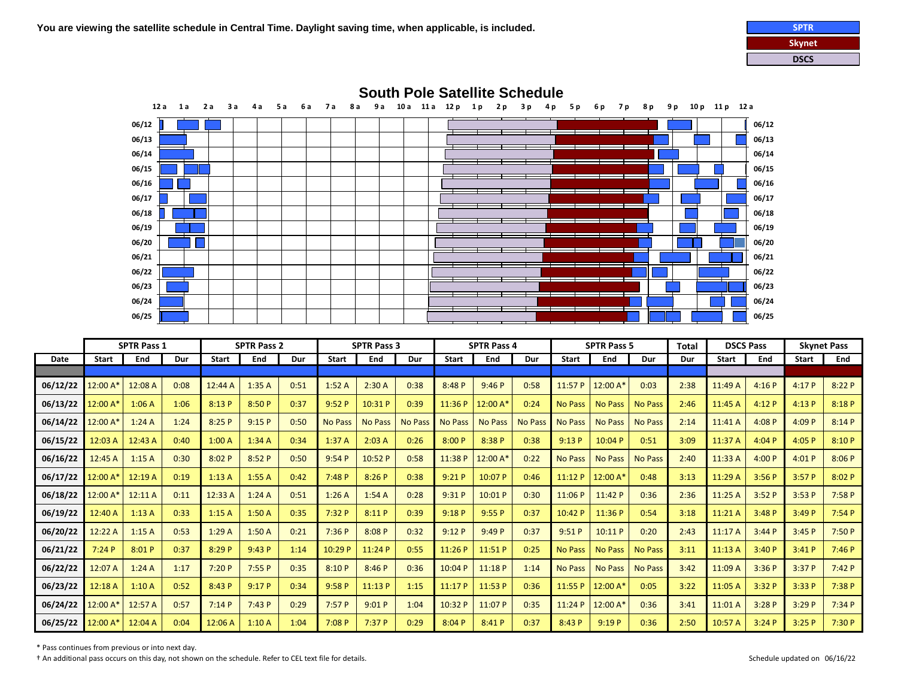You are viewing the satellite schedule in Central Time. Daylight saving time, when applicable, is included.

SPTR | Skynet | DSCS

# South Pole Satellite Schedule

| Date | SPTR Pass 1 | | | SPTR Pass 2 | | | SPTR Pass 3 | | | SPTR Pass 4 | | | SPTR Pass 5 | | | Total | DSCS Pass | | Skynet Pass | |
|---|---|---|---|---|---|---|---|---|---|---|---|---|---|---|---|---|---|---|---|---|
| | Start | End | Dur | Start | End | Dur | Start | End | Dur | Start | End | Dur | Start | End | Dur | Dur | Start | End | Start | End |
| 06/12/22 | 12:00 A* | 12:08 A | 0:08 | 12:44 A | 1:35 A | 0:51 | 1:52 A | 2:30 A | 0:38 | 8:48 P | 9:46 P | 0:58 | 11:57 P | 12:00 A* | 0:03 | 2:38 | 11:49 A | 4:16 P | 4:17 P | 8:22 P |
| 06/13/22 | 12:00 A* | 1:06 A | 1:06 | 8:13 P | 8:50 P | 0:37 | 9:52 P | 10:31 P | 0:39 | 11:36 P | 12:00 A* | 0:24 | No Pass | No Pass | No Pass | 2:46 | 11:45 A | 4:12 P | 4:13 P | 8:18 P |
| 06/14/22 | 12:00 A* | 1:24 A | 1:24 | 8:25 P | 9:15 P | 0:50 | No Pass | No Pass | No Pass | No Pass | No Pass | No Pass | No Pass | No Pass | No Pass | 2:14 | 11:41 A | 4:08 P | 4:09 P | 8:14 P |
| 06/15/22 | 12:03 A | 12:43 A | 0:40 | 1:00 A | 1:34 A | 0:34 | 1:37 A | 2:03 A | 0:26 | 8:00 P | 8:38 P | 0:38 | 9:13 P | 10:04 P | 0:51 | 3:09 | 11:37 A | 4:04 P | 4:05 P | 8:10 P |
| 06/16/22 | 12:45 A | 1:15 A | 0:30 | 8:02 P | 8:52 P | 0:50 | 9:54 P | 10:52 P | 0:58 | 11:38 P | 12:00 A* | 0:22 | No Pass | No Pass | No Pass | 2:40 | 11:33 A | 4:00 P | 4:01 P | 8:06 P |
| 06/17/22 | 12:00 A* | 12:19 A | 0:19 | 1:13 A | 1:55 A | 0:42 | 7:48 P | 8:26 P | 0:38 | 9:21 P | 10:07 P | 0:46 | 11:12 P | 12:00 A* | 0:48 | 3:13 | 11:29 A | 3:56 P | 3:57 P | 8:02 P |
| 06/18/22 | 12:00 A* | 12:11 A | 0:11 | 12:33 A | 1:24 A | 0:51 | 1:26 A | 1:54 A | 0:28 | 9:31 P | 10:01 P | 0:30 | 11:06 P | 11:42 P | 0:36 | 2:36 | 11:25 A | 3:52 P | 3:53 P | 7:58 P |
| 06/19/22 | 12:40 A | 1:13 A | 0:33 | 1:15 A | 1:50 A | 0:35 | 7:32 P | 8:11 P | 0:39 | 9:18 P | 9:55 P | 0:37 | 10:42 P | 11:36 P | 0:54 | 3:18 | 11:21 A | 3:48 P | 3:49 P | 7:54 P |
| 06/20/22 | 12:22 A | 1:15 A | 0:53 | 1:29 A | 1:50 A | 0:21 | 7:36 P | 8:08 P | 0:32 | 9:12 P | 9:49 P | 0:37 | 9:51 P | 10:11 P | 0:20 | 2:43 | 11:17 A | 3:44 P | 3:45 P | 7:50 P |
| 06/21/22 | 7:24 P | 8:01 P | 0:37 | 8:29 P | 9:43 P | 1:14 | 10:29 P | 11:24 P | 0:55 | 11:26 P | 11:51 P | 0:25 | No Pass | No Pass | No Pass | 3:11 | 11:13 A | 3:40 P | 3:41 P | 7:46 P |
| 06/22/22 | 12:07 A | 1:24 A | 1:17 | 7:20 P | 7:55 P | 0:35 | 8:10 P | 8:46 P | 0:36 | 10:04 P | 11:18 P | 1:14 | No Pass | No Pass | No Pass | 3:42 | 11:09 A | 3:36 P | 3:37 P | 7:42 P |
| 06/23/22 | 12:18 A | 1:10 A | 0:52 | 8:43 P | 9:17 P | 0:34 | 9:58 P | 11:13 P | 1:15 | 11:17 P | 11:53 P | 0:36 | 11:55 P | 12:00 A* | 0:05 | 3:22 | 11:05 A | 3:32 P | 3:33 P | 7:38 P |
| 06/24/22 | 12:00 A* | 12:57 A | 0:57 | 7:14 P | 7:43 P | 0:29 | 7:57 P | 9:01 P | 1:04 | 10:32 P | 11:07 P | 0:35 | 11:24 P | 12:00 A* | 0:36 | 3:41 | 11:01 A | 3:28 P | 3:29 P | 7:34 P |
| 06/25/22 | 12:00 A* | 12:04 A | 0:04 | 12:06 A | 1:10 A | 1:04 | 7:08 P | 7:37 P | 0:29 | 8:04 P | 8:41 P | 0:37 | 8:43 P | 9:19 P | 0:36 | 2:50 | 10:57 A | 3:24 P | 3:25 P | 7:30 P |

\* Pass continues from previous or into next day.

† An additional pass occurs on this day, not shown on the schedule. Refer to CEL text file for details.

Schedule updated on 06/16/22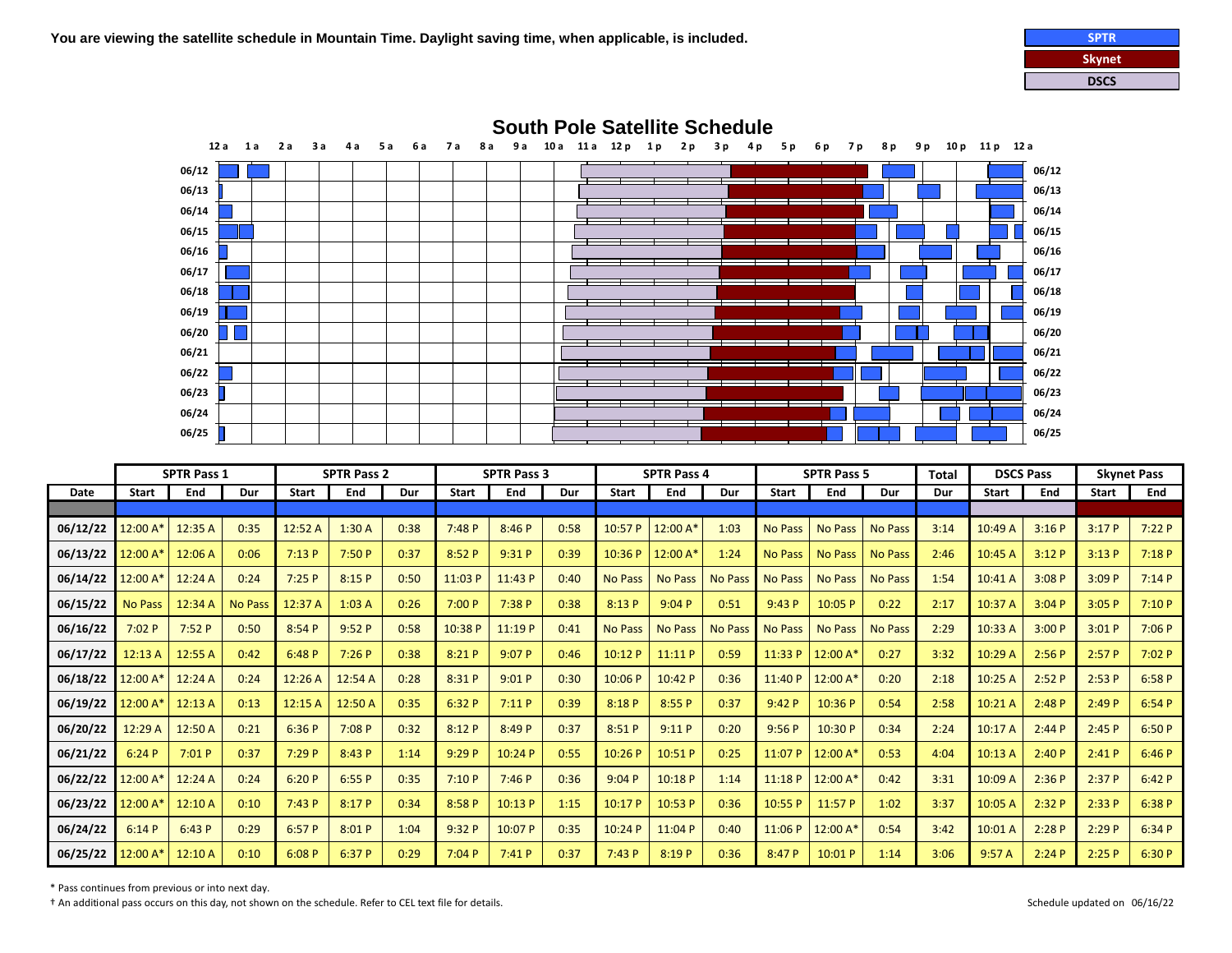You are viewing the satellite schedule in Mountain Time. Daylight saving time, when applicable, is included.

SPTR | Skynet | DSCS

## South Pole Satellite Schedule

| | SPTR Pass 1 | | | SPTR Pass 2 | | | SPTR Pass 3 | | | SPTR Pass 4 | | | SPTR Pass 5 | | | Total | DSCS Pass | | Skynet Pass | |
|---|---|---|---|---|---|---|---|---|---|---|---|---|---|---|---|---|---|---|---|---|
| Date | Start | End | Dur | Start | End | Dur | Start | End | Dur | Start | End | Dur | Start | End | Dur | Dur | Start | End | Start | End |
| 06/12/22 | 12:00 A* | 12:35 A | 0:35 | 12:52 A | 1:30 A | 0:38 | 7:48 P | 8:46 P | 0:58 | 10:57 P | 12:00 A* | 1:03 | No Pass | No Pass | No Pass | 3:14 | 10:49 A | 3:16 P | 3:17 P | 7:22 P |
| 06/13/22 | 12:00 A* | 12:06 A | 0:06 | 7:13 P | 7:50 P | 0:37 | 8:52 P | 9:31 P | 0:39 | 10:36 P | 12:00 A* | 1:24 | No Pass | No Pass | No Pass | 2:46 | 10:45 A | 3:12 P | 3:13 P | 7:18 P |
| 06/14/22 | 12:00 A* | 12:24 A | 0:24 | 7:25 P | 8:15 P | 0:50 | 11:03 P | 11:43 P | 0:40 | No Pass | No Pass | No Pass | No Pass | No Pass | No Pass | 1:54 | 10:41 A | 3:08 P | 3:09 P | 7:14 P |
| 06/15/22 | No Pass | 12:34 A | No Pass | 12:37 A | 1:03 A | 0:26 | 7:00 P | 7:38 P | 0:38 | 8:13 P | 9:04 P | 0:51 | 9:43 P | 10:05 P | 0:22 | 2:17 | 10:37 A | 3:04 P | 3:05 P | 7:10 P |
| 06/16/22 | 7:02 P | 7:52 P | 0:50 | 8:54 P | 9:52 P | 0:58 | 10:38 P | 11:19 P | 0:41 | No Pass | No Pass | No Pass | No Pass | No Pass | No Pass | 2:29 | 10:33 A | 3:00 P | 3:01 P | 7:06 P |
| 06/17/22 | 12:13 A | 12:55 A | 0:42 | 6:48 P | 7:26 P | 0:38 | 8:21 P | 9:07 P | 0:46 | 10:12 P | 11:11 P | 0:59 | 11:33 P | 12:00 A* | 0:27 | 3:32 | 10:29 A | 2:56 P | 2:57 P | 7:02 P |
| 06/18/22 | 12:00 A* | 12:24 A | 0:24 | 12:26 A | 12:54 A | 0:28 | 8:31 P | 9:01 P | 0:30 | 10:06 P | 10:42 P | 0:36 | 11:40 P | 12:00 A* | 0:20 | 2:18 | 10:25 A | 2:52 P | 2:53 P | 6:58 P |
| 06/19/22 | 12:00 A* | 12:13 A | 0:13 | 12:15 A | 12:50 A | 0:35 | 6:32 P | 7:11 P | 0:39 | 8:18 P | 8:55 P | 0:37 | 9:42 P | 10:36 P | 0:54 | 2:58 | 10:21 A | 2:48 P | 2:49 P | 6:54 P |
| 06/20/22 | 12:29 A | 12:50 A | 0:21 | 6:36 P | 7:08 P | 0:32 | 8:12 P | 8:49 P | 0:37 | 8:51 P | 9:11 P | 0:20 | 9:56 P | 10:30 P | 0:34 | 2:24 | 10:17 A | 2:44 P | 2:45 P | 6:50 P |
| 06/21/22 | 6:24 P | 7:01 P | 0:37 | 7:29 P | 8:43 P | 1:14 | 9:29 P | 10:24 P | 0:55 | 10:26 P | 10:51 P | 0:25 | 11:07 P | 12:00 A* | 0:53 | 4:04 | 10:13 A | 2:40 P | 2:41 P | 6:46 P |
| 06/22/22 | 12:00 A* | 12:24 A | 0:24 | 6:20 P | 6:55 P | 0:35 | 7:10 P | 7:46 P | 0:36 | 9:04 P | 10:18 P | 1:14 | 11:18 P | 12:00 A* | 0:42 | 3:31 | 10:09 A | 2:36 P | 2:37 P | 6:42 P |
| 06/23/22 | 12:00 A* | 12:10 A | 0:10 | 7:43 P | 8:17 P | 0:34 | 8:58 P | 10:13 P | 1:15 | 10:17 P | 10:53 P | 0:36 | 10:55 P | 11:57 P | 1:02 | 3:37 | 10:05 A | 2:32 P | 2:33 P | 6:38 P |
| 06/24/22 | 6:14 P | 6:43 P | 0:29 | 6:57 P | 8:01 P | 1:04 | 9:32 P | 10:07 P | 0:35 | 10:24 P | 11:04 P | 0:40 | 11:06 P | 12:00 A* | 0:54 | 3:42 | 10:01 A | 2:28 P | 2:29 P | 6:34 P |
| 06/25/22 | 12:00 A* | 12:10 A | 0:10 | 6:08 P | 6:37 P | 0:29 | 7:04 P | 7:41 P | 0:37 | 7:43 P | 8:19 P | 0:36 | 8:47 P | 10:01 P | 1:14 | 3:06 | 9:57 A | 2:24 P | 2:25 P | 6:30 P |

* Pass continues from previous or into next day.

† An additional pass occurs on this day, not shown on the schedule. Refer to CEL text file for details.

Schedule updated on 06/16/22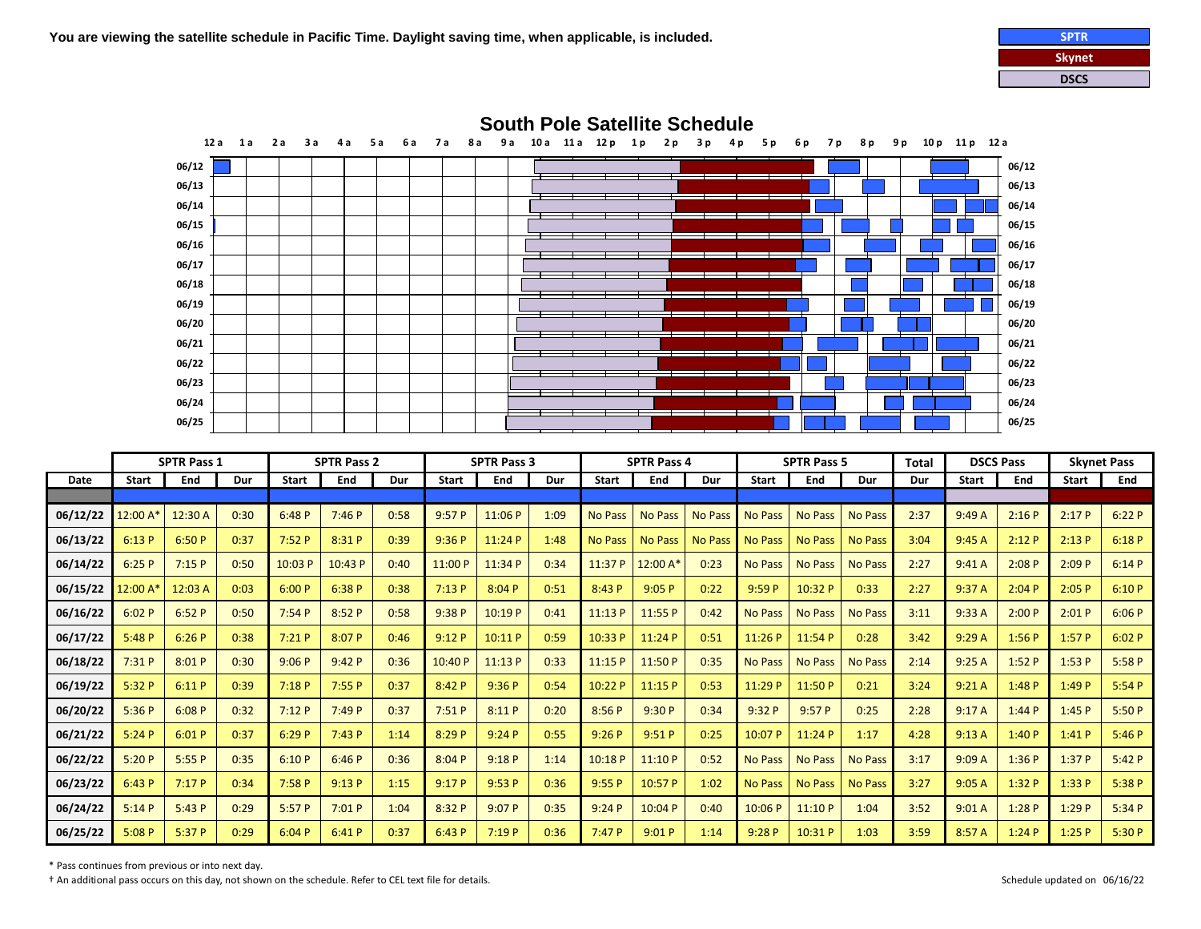You are viewing the satellite schedule in Pacific Time. Daylight saving time, when applicable, is included.

| SPTR |
|---|
| Skynet |
| DSCS |

## South Pole Satellite Schedule

| | SPTR Pass 1 | | | SPTR Pass 2 | | | SPTR Pass 3 | | | SPTR Pass 4 | | | SPTR Pass 5 | | | Total | DSCS Pass | | Skynet Pass | |
|---|---|---|---|---|---|---|---|---|---|---|---|---|---|---|---|---|---|---|---|---|
| Date | Start | End | Dur | Start | End | Dur | Start | End | Dur | Start | End | Dur | Start | End | Dur | Dur | Start | End | Start | End |
| 06/12/22 | 12:00 A* | 12:30 A | 0:30 | 6:48 P | 7:46 P | 0:58 | 9:57 P | 11:06 P | 1:09 | No Pass | No Pass | No Pass | No Pass | No Pass | No Pass | 2:37 | 9:49 A | 2:16 P | 2:17 P | 6:22 P |
| 06/13/22 | 6:13 P | 6:50 P | 0:37 | 7:52 P | 8:31 P | 0:39 | 9:36 P | 11:24 P | 1:48 | No Pass | No Pass | No Pass | No Pass | No Pass | No Pass | 3:04 | 9:45 A | 2:12 P | 2:13 P | 6:18 P |
| 06/14/22 | 6:25 P | 7:15 P | 0:50 | 10:03 P | 10:43 P | 0:40 | 11:00 P | 11:34 P | 0:34 | 11:37 P | 12:00 A* | 0:23 | No Pass | No Pass | No Pass | 2:27 | 9:41 A | 2:08 P | 2:09 P | 6:14 P |
| 06/15/22 | 12:00 A* | 12:03 A | 0:03 | 6:00 P | 6:38 P | 0:38 | 7:13 P | 8:04 P | 0:51 | 8:43 P | 9:05 P | 0:22 | 9:59 P | 10:32 P | 0:33 | 2:27 | 9:37 A | 2:04 P | 2:05 P | 6:10 P |
| 06/16/22 | 6:02 P | 6:52 P | 0:50 | 7:54 P | 8:52 P | 0:58 | 9:38 P | 10:19 P | 0:41 | 11:13 P | 11:55 P | 0:42 | No Pass | No Pass | No Pass | 3:11 | 9:33 A | 2:00 P | 2:01 P | 6:06 P |
| 06/17/22 | 5:48 P | 6:26 P | 0:38 | 7:21 P | 8:07 P | 0:46 | 9:12 P | 10:11 P | 0:59 | 10:33 P | 11:24 P | 0:51 | 11:26 P | 11:54 P | 0:28 | 3:42 | 9:29 A | 1:56 P | 1:57 P | 6:02 P |
| 06/18/22 | 7:31 P | 8:01 P | 0:30 | 9:06 P | 9:42 P | 0:36 | 10:40 P | 11:13 P | 0:33 | 11:15 P | 11:50 P | 0:35 | No Pass | No Pass | No Pass | 2:14 | 9:25 A | 1:52 P | 1:53 P | 5:58 P |
| 06/19/22 | 5:32 P | 6:11 P | 0:39 | 7:18 P | 7:55 P | 0:37 | 8:42 P | 9:36 P | 0:54 | 10:22 P | 11:15 P | 0:53 | 11:29 P | 11:50 P | 0:21 | 3:24 | 9:21 A | 1:48 P | 1:49 P | 5:54 P |
| 06/20/22 | 5:36 P | 6:08 P | 0:32 | 7:12 P | 7:49 P | 0:37 | 7:51 P | 8:11 P | 0:20 | 8:56 P | 9:30 P | 0:34 | 9:32 P | 9:57 P | 0:25 | 2:28 | 9:17 A | 1:44 P | 1:45 P | 5:50 P |
| 06/21/22 | 5:24 P | 6:01 P | 0:37 | 6:29 P | 7:43 P | 1:14 | 8:29 P | 9:24 P | 0:55 | 9:26 P | 9:51 P | 0:25 | 10:07 P | 11:24 P | 1:17 | 4:28 | 9:13 A | 1:40 P | 1:41 P | 5:46 P |
| 06/22/22 | 5:20 P | 5:55 P | 0:35 | 6:10 P | 6:46 P | 0:36 | 8:04 P | 9:18 P | 1:14 | 10:18 P | 11:10 P | 0:52 | No Pass | No Pass | No Pass | 3:17 | 9:09 A | 1:36 P | 1:37 P | 5:42 P |
| 06/23/22 | 6:43 P | 7:17 P | 0:34 | 7:58 P | 9:13 P | 1:15 | 9:17 P | 9:53 P | 0:36 | 9:55 P | 10:57 P | 1:02 | No Pass | No Pass | No Pass | 3:27 | 9:05 A | 1:32 P | 1:33 P | 5:38 P |
| 06/24/22 | 5:14 P | 5:43 P | 0:29 | 5:57 P | 7:01 P | 1:04 | 8:32 P | 9:07 P | 0:35 | 9:24 P | 10:04 P | 0:40 | 10:06 P | 11:10 P | 1:04 | 3:52 | 9:01 A | 1:28 P | 1:29 P | 5:34 P |
| 06/25/22 | 5:08 P | 5:37 P | 0:29 | 6:04 P | 6:41 P | 0:37 | 6:43 P | 7:19 P | 0:36 | 7:47 P | 9:01 P | 1:14 | 9:28 P | 10:31 P | 1:03 | 3:59 | 8:57 A | 1:24 P | 1:25 P | 5:30 P |

\* Pass continues from previous or into next day.

† An additional pass occurs on this day, not shown on the schedule. Refer to CEL text file for details.

Schedule updated on 06/16/22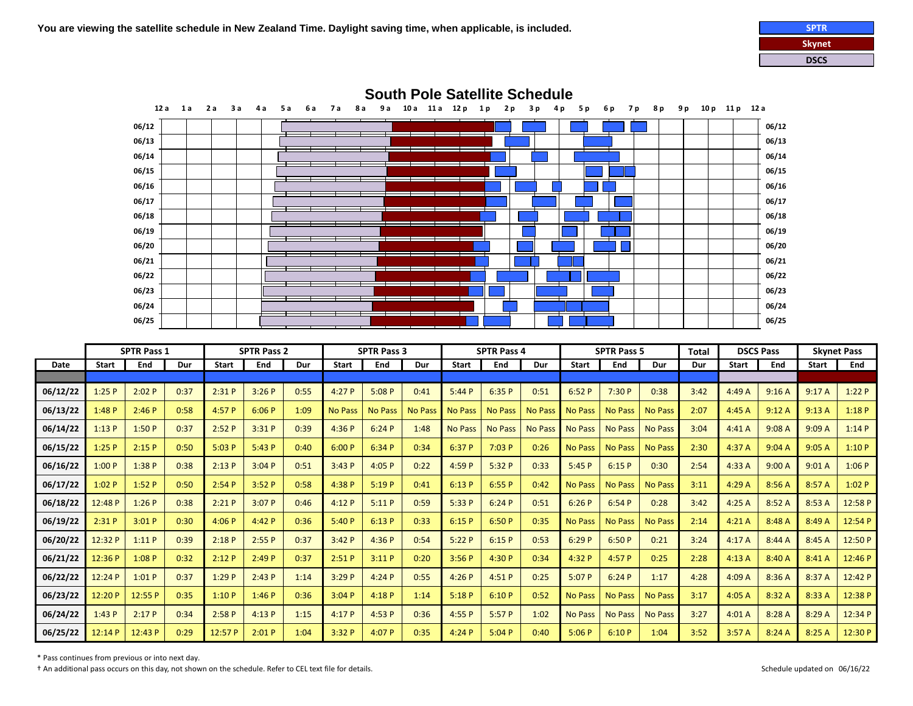**You are viewing the satellite schedule in New Zealand Time. Daylight saving time, when applicable, is included.**

SPTR
Skynet
DSCS

## South Pole Satellite Schedule

12 a 1 a 2 a 3 a 4 a 5 a 6 a 7 a 8 a 9 a 10 a 11 a 12 p 1 p 2 p 3 p 4 p 5 p 6 p 7 p 8 p 9 p 10 p 11 p 12 a

06/12
06/13
06/14
06/15
06/16
06/17
06/18
06/19
06/20
06/21
06/22
06/23
06/24
06/25

| | SPTR Pass 1 | | | SPTR Pass 2 | | | SPTR Pass 3 | | | SPTR Pass 4 | | | SPTR Pass 5 | | | Total | DSCS Pass | | Skynet Pass | |
|---|---|---|---|---|---|---|---|---|---|---|---|---|---|---|---|---|---|---|---|---|
| Date | Start | End | Dur | Start | End | Dur | Start | End | Dur | Start | End | Dur | Start | End | Dur | Dur | Start | End | Start | End |
| 06/12/22 | 1:25 P | 2:02 P | 0:37 | 2:31 P | 3:26 P | 0:55 | 4:27 P | 5:08 P | 0:41 | 5:44 P | 6:35 P | 0:51 | 6:52 P | 7:30 P | 0:38 | 3:42 | 4:49 A | 9:16 A | 9:17 A | 1:22 P |
| 06/13/22 | 1:48 P | 2:46 P | 0:58 | 4:57 P | 6:06 P | 1:09 | No Pass | No Pass | No Pass | No Pass | No Pass | No Pass | No Pass | No Pass | No Pass | 2:07 | 4:45 A | 9:12 A | 9:13 A | 1:18 P |
| 06/14/22 | 1:13 P | 1:50 P | 0:37 | 2:52 P | 3:31 P | 0:39 | 4:36 P | 6:24 P | 1:48 | No Pass | No Pass | No Pass | No Pass | No Pass | No Pass | 3:04 | 4:41 A | 9:08 A | 9:09 A | 1:14 P |
| 06/15/22 | 1:25 P | 2:15 P | 0:50 | 5:03 P | 5:43 P | 0:40 | 6:00 P | 6:34 P | 0:34 | 6:37 P | 7:03 P | 0:26 | No Pass | No Pass | No Pass | 2:30 | 4:37 A | 9:04 A | 9:05 A | 1:10 P |
| 06/16/22 | 1:00 P | 1:38 P | 0:38 | 2:13 P | 3:04 P | 0:51 | 3:43 P | 4:05 P | 0:22 | 4:59 P | 5:32 P | 0:33 | 5:45 P | 6:15 P | 0:30 | 2:54 | 4:33 A | 9:00 A | 9:01 A | 1:06 P |
| 06/17/22 | 1:02 P | 1:52 P | 0:50 | 2:54 P | 3:52 P | 0:58 | 4:38 P | 5:19 P | 0:41 | 6:13 P | 6:55 P | 0:42 | No Pass | No Pass | No Pass | 3:11 | 4:29 A | 8:56 A | 8:57 A | 1:02 P |
| 06/18/22 | 12:48 P | 1:26 P | 0:38 | 2:21 P | 3:07 P | 0:46 | 4:12 P | 5:11 P | 0:59 | 5:33 P | 6:24 P | 0:51 | 6:26 P | 6:54 P | 0:28 | 3:42 | 4:25 A | 8:52 A | 8:53 A | 12:58 P |
| 06/19/22 | 2:31 P | 3:01 P | 0:30 | 4:06 P | 4:42 P | 0:36 | 5:40 P | 6:13 P | 0:33 | 6:15 P | 6:50 P | 0:35 | No Pass | No Pass | No Pass | 2:14 | 4:21 A | 8:48 A | 8:49 A | 12:54 P |
| 06/20/22 | 12:32 P | 1:11 P | 0:39 | 2:18 P | 2:55 P | 0:37 | 3:42 P | 4:36 P | 0:54 | 5:22 P | 6:15 P | 0:53 | 6:29 P | 6:50 P | 0:21 | 3:24 | 4:17 A | 8:44 A | 8:45 A | 12:50 P |
| 06/21/22 | 12:36 P | 1:08 P | 0:32 | 2:12 P | 2:49 P | 0:37 | 2:51 P | 3:11 P | 0:20 | 3:56 P | 4:30 P | 0:34 | 4:32 P | 4:57 P | 0:25 | 2:28 | 4:13 A | 8:40 A | 8:41 A | 12:46 P |
| 06/22/22 | 12:24 P | 1:01 P | 0:37 | 1:29 P | 2:43 P | 1:14 | 3:29 P | 4:24 P | 0:55 | 4:26 P | 4:51 P | 0:25 | 5:07 P | 6:24 P | 1:17 | 4:28 | 4:09 A | 8:36 A | 8:37 A | 12:42 P |
| 06/23/22 | 12:20 P | 12:55 P | 0:35 | 1:10 P | 1:46 P | 0:36 | 3:04 P | 4:18 P | 1:14 | 5:18 P | 6:10 P | 0:52 | No Pass | No Pass | No Pass | 3:17 | 4:05 A | 8:32 A | 8:33 A | 12:38 P |
| 06/24/22 | 1:43 P | 2:17 P | 0:34 | 2:58 P | 4:13 P | 1:15 | 4:17 P | 4:53 P | 0:36 | 4:55 P | 5:57 P | 1:02 | No Pass | No Pass | No Pass | 3:27 | 4:01 A | 8:28 A | 8:29 A | 12:34 P |
| 06/25/22 | 12:14 P | 12:43 P | 0:29 | 12:57 P | 2:01 P | 1:04 | 3:32 P | 4:07 P | 0:35 | 4:24 P | 5:04 P | 0:40 | 5:06 P | 6:10 P | 1:04 | 3:52 | 3:57 A | 8:24 A | 8:25 A | 12:30 P |

* Pass continues from previous or into next day.

† An additional pass occurs on this day, not shown on the schedule. Refer to CEL text file for details.

Schedule updated on 06/16/22